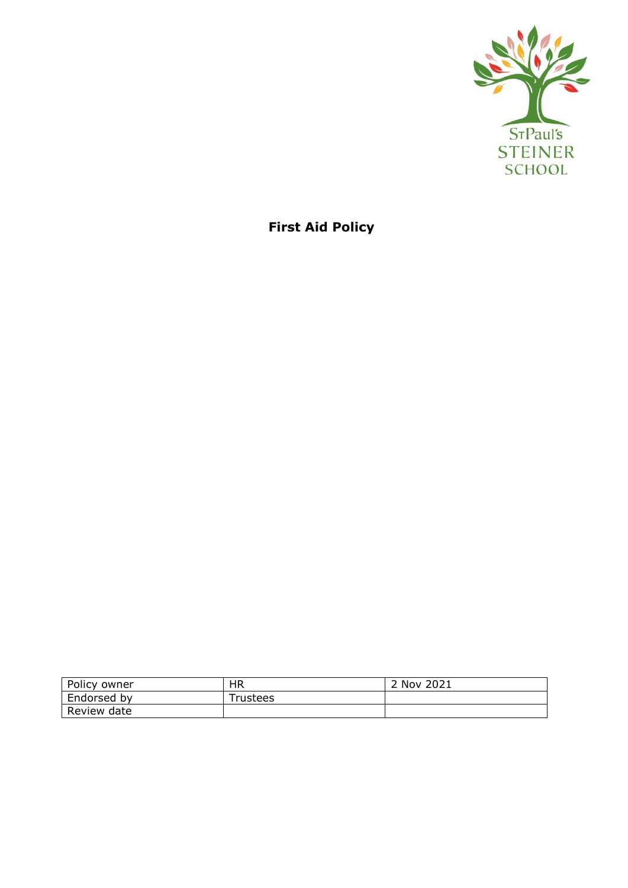St Paul's STEINER SCHOOL

# First Aid Policy

| Policy owner | HR | 2 Nov 2021 |
|---|---|---|
| Endorsed by | Trustees | |
| Review date | | |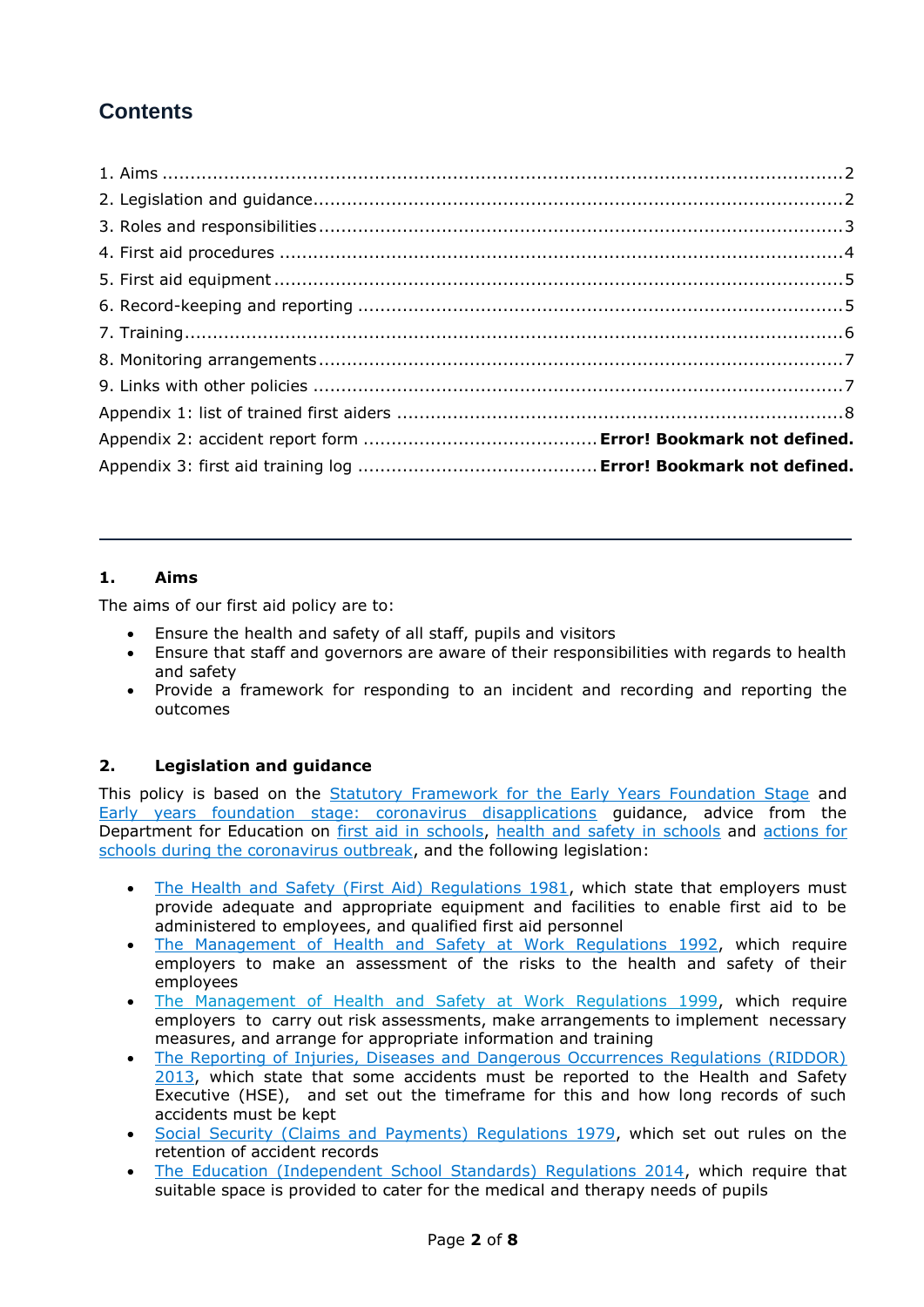## Contents

1. Aims ....................................................................................................................2
2. Legislation and guidance.............................................................................2
3. Roles and responsibilities.............................................................................3
4. First aid procedures .....................................................................................4
5. First aid equipment ......................................................................................5
6. Record-keeping and reporting .....................................................................5
7. Training.........................................................................................................6
8. Monitoring arrangements.............................................................................7
9. Links with other policies ..............................................................................7

Appendix 1: list of trained first aiders .............................................................8
Appendix 2: accident report form .......................................... **Error! Bookmark not defined.**
Appendix 3: first aid training log .......................................... **Error! Bookmark not defined.**

---

### 1. Aims

The aims of our first aid policy are to:

- Ensure the health and safety of all staff, pupils and visitors
- Ensure that staff and governors are aware of their responsibilities with regards to health and safety
- Provide a framework for responding to an incident and recording and reporting the outcomes

### 2. Legislation and guidance

This policy is based on the Statutory Framework for the Early Years Foundation Stage and Early years foundation stage: coronavirus disapplications guidance, advice from the Department for Education on first aid in schools, health and safety in schools and actions for schools during the coronavirus outbreak, and the following legislation:

- The Health and Safety (First Aid) Regulations 1981, which state that employers must provide adequate and appropriate equipment and facilities to enable first aid to be administered to employees, and qualified first aid personnel
- The Management of Health and Safety at Work Regulations 1992, which require employers to make an assessment of the risks to the health and safety of their employees
- The Management of Health and Safety at Work Regulations 1999, which require employers to carry out risk assessments, make arrangements to implement necessary measures, and arrange for appropriate information and training
- The Reporting of Injuries, Diseases and Dangerous Occurrences Regulations (RIDDOR) 2013, which state that some accidents must be reported to the Health and Safety Executive (HSE), and set out the timeframe for this and how long records of such accidents must be kept
- Social Security (Claims and Payments) Regulations 1979, which set out rules on the retention of accident records
- The Education (Independent School Standards) Regulations 2014, which require that suitable space is provided to cater for the medical and therapy needs of pupils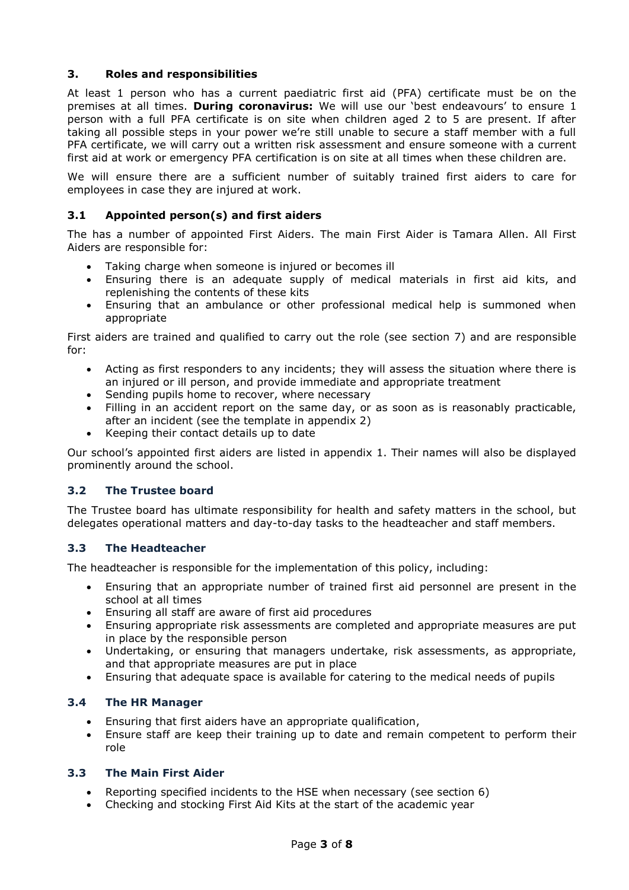## 3. Roles and responsibilities

At least 1 person who has a current paediatric first aid (PFA) certificate must be on the premises at all times. **During coronavirus:** We will use our 'best endeavours' to ensure 1 person with a full PFA certificate is on site when children aged 2 to 5 are present. If after taking all possible steps in your power we're still unable to secure a staff member with a full PFA certificate, we will carry out a written risk assessment and ensure someone with a current first aid at work or emergency PFA certification is on site at all times when these children are.

We will ensure there are a sufficient number of suitably trained first aiders to care for employees in case they are injured at work.

### 3.1 Appointed person(s) and first aiders

The has a number of appointed First Aiders. The main First Aider is Tamara Allen. All First Aiders are responsible for:

- Taking charge when someone is injured or becomes ill
- Ensuring there is an adequate supply of medical materials in first aid kits, and replenishing the contents of these kits
- Ensuring that an ambulance or other professional medical help is summoned when appropriate

First aiders are trained and qualified to carry out the role (see section 7) and are responsible for:

- Acting as first responders to any incidents; they will assess the situation where there is an injured or ill person, and provide immediate and appropriate treatment
- Sending pupils home to recover, where necessary
- Filling in an accident report on the same day, or as soon as is reasonably practicable, after an incident (see the template in appendix 2)
- Keeping their contact details up to date

Our school's appointed first aiders are listed in appendix 1. Their names will also be displayed prominently around the school.

### 3.2 The Trustee board

The Trustee board has ultimate responsibility for health and safety matters in the school, but delegates operational matters and day-to-day tasks to the headteacher and staff members.

### 3.3 The Headteacher

The headteacher is responsible for the implementation of this policy, including:

- Ensuring that an appropriate number of trained first aid personnel are present in the school at all times
- Ensuring all staff are aware of first aid procedures
- Ensuring appropriate risk assessments are completed and appropriate measures are put in place by the responsible person
- Undertaking, or ensuring that managers undertake, risk assessments, as appropriate, and that appropriate measures are put in place
- Ensuring that adequate space is available for catering to the medical needs of pupils

### 3.4 The HR Manager

- Ensuring that first aiders have an appropriate qualification,
- Ensure staff are keep their training up to date and remain competent to perform their role

### 3.3 The Main First Aider

- Reporting specified incidents to the HSE when necessary (see section 6)
- Checking and stocking First Aid Kits at the start of the academic year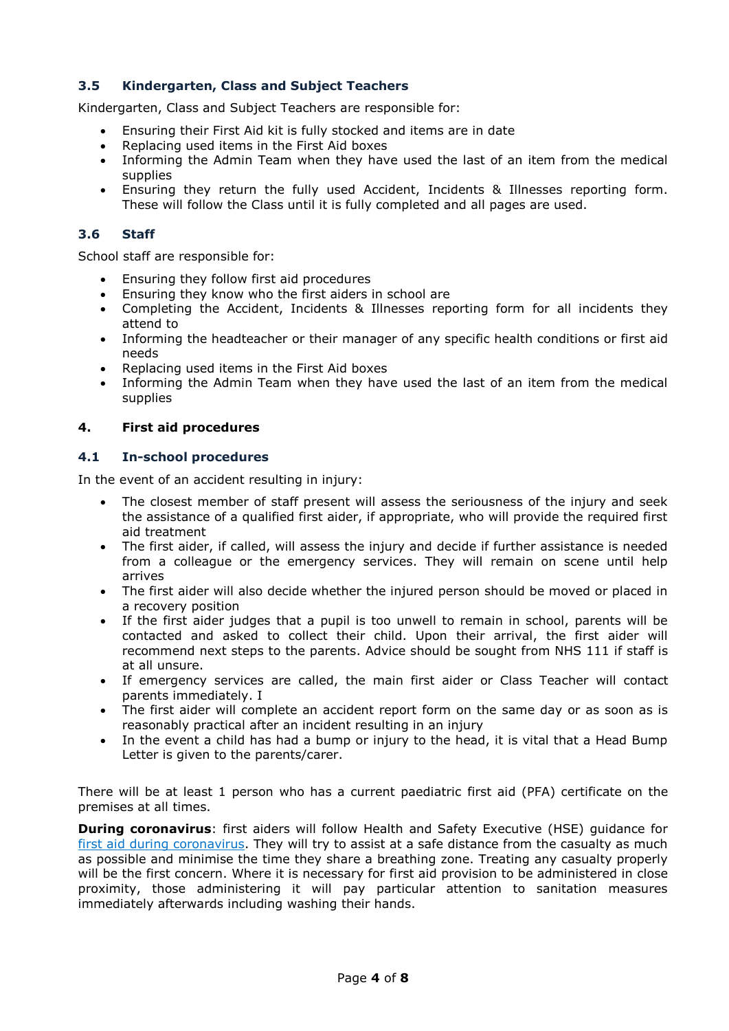### 3.5 Kindergarten, Class and Subject Teachers

Kindergarten, Class and Subject Teachers are responsible for:

- Ensuring their First Aid kit is fully stocked and items are in date
- Replacing used items in the First Aid boxes
- Informing the Admin Team when they have used the last of an item from the medical supplies
- Ensuring they return the fully used Accident, Incidents & Illnesses reporting form. These will follow the Class until it is fully completed and all pages are used.

### 3.6 Staff

School staff are responsible for:

- Ensuring they follow first aid procedures
- Ensuring they know who the first aiders in school are
- Completing the Accident, Incidents & Illnesses reporting form for all incidents they attend to
- Informing the headteacher or their manager of any specific health conditions or first aid needs
- Replacing used items in the First Aid boxes
- Informing the Admin Team when they have used the last of an item from the medical supplies

## 4. First aid procedures

### 4.1 In-school procedures

In the event of an accident resulting in injury:

- The closest member of staff present will assess the seriousness of the injury and seek the assistance of a qualified first aider, if appropriate, who will provide the required first aid treatment
- The first aider, if called, will assess the injury and decide if further assistance is needed from a colleague or the emergency services. They will remain on scene until help arrives
- The first aider will also decide whether the injured person should be moved or placed in a recovery position
- If the first aider judges that a pupil is too unwell to remain in school, parents will be contacted and asked to collect their child. Upon their arrival, the first aider will recommend next steps to the parents. Advice should be sought from NHS 111 if staff is at all unsure.
- If emergency services are called, the main first aider or Class Teacher will contact parents immediately. I
- The first aider will complete an accident report form on the same day or as soon as is reasonably practical after an incident resulting in an injury
- In the event a child has had a bump or injury to the head, it is vital that a Head Bump Letter is given to the parents/carer.

There will be at least 1 person who has a current paediatric first aid (PFA) certificate on the premises at all times.

**During coronavirus**: first aiders will follow Health and Safety Executive (HSE) guidance for [first aid during coronavirus](). They will try to assist at a safe distance from the casualty as much as possible and minimise the time they share a breathing zone. Treating any casualty properly will be the first concern. Where it is necessary for first aid provision to be administered in close proximity, those administering it will pay particular attention to sanitation measures immediately afterwards including washing their hands.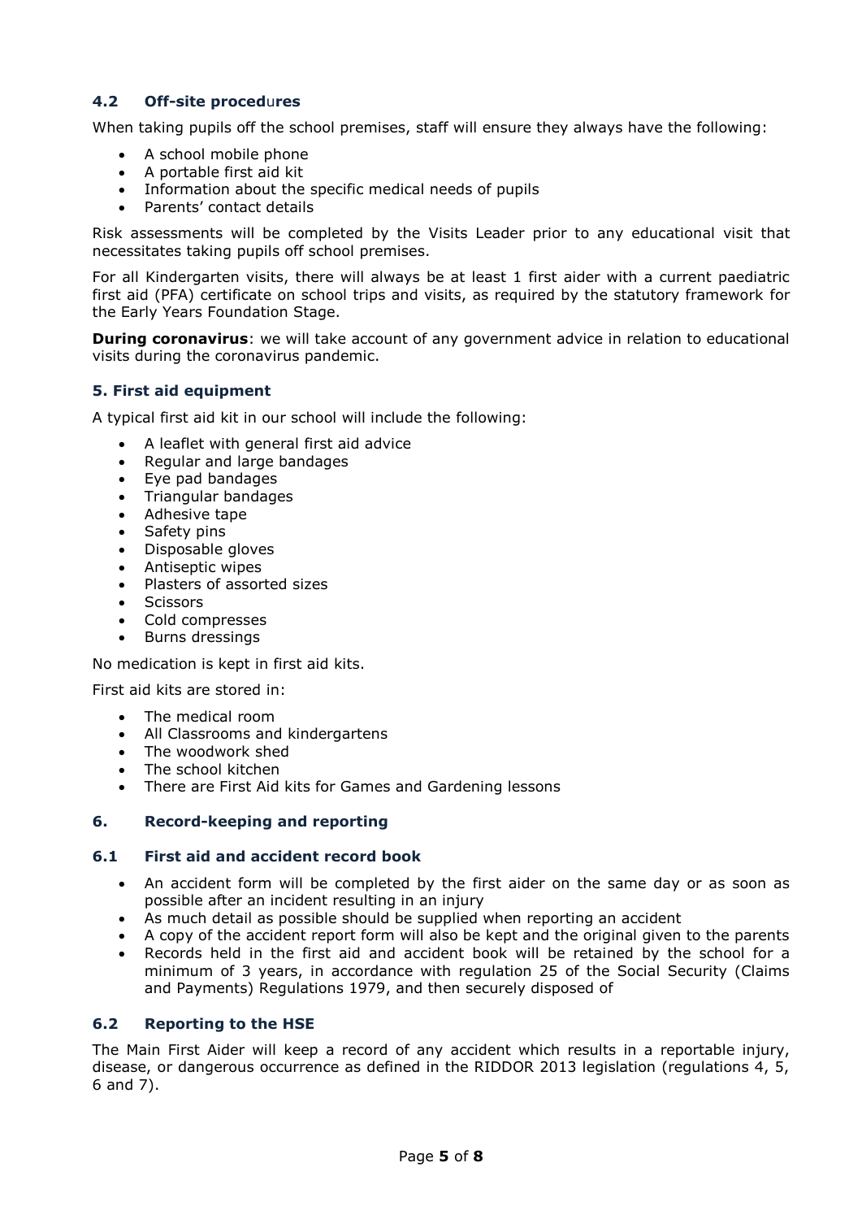### 4.2 Off-site procedures

When taking pupils off the school premises, staff will ensure they always have the following:

- A school mobile phone
- A portable first aid kit
- Information about the specific medical needs of pupils
- Parents' contact details

Risk assessments will be completed by the Visits Leader prior to any educational visit that necessitates taking pupils off school premises.

For all Kindergarten visits, there will always be at least 1 first aider with a current paediatric first aid (PFA) certificate on school trips and visits, as required by the statutory framework for the Early Years Foundation Stage.

**During coronavirus**: we will take account of any government advice in relation to educational visits during the coronavirus pandemic.

## 5. First aid equipment

A typical first aid kit in our school will include the following:

- A leaflet with general first aid advice
- Regular and large bandages
- Eye pad bandages
- Triangular bandages
- Adhesive tape
- Safety pins
- Disposable gloves
- Antiseptic wipes
- Plasters of assorted sizes
- Scissors
- Cold compresses
- Burns dressings

No medication is kept in first aid kits.

First aid kits are stored in:

- The medical room
- All Classrooms and kindergartens
- The woodwork shed
- The school kitchen
- There are First Aid kits for Games and Gardening lessons

## 6. Record-keeping and reporting

### 6.1 First aid and accident record book

- An accident form will be completed by the first aider on the same day or as soon as possible after an incident resulting in an injury
- As much detail as possible should be supplied when reporting an accident
- A copy of the accident report form will also be kept and the original given to the parents
- Records held in the first aid and accident book will be retained by the school for a minimum of 3 years, in accordance with regulation 25 of the Social Security (Claims and Payments) Regulations 1979, and then securely disposed of

### 6.2 Reporting to the HSE

The Main First Aider will keep a record of any accident which results in a reportable injury, disease, or dangerous occurrence as defined in the RIDDOR 2013 legislation (regulations 4, 5, 6 and 7).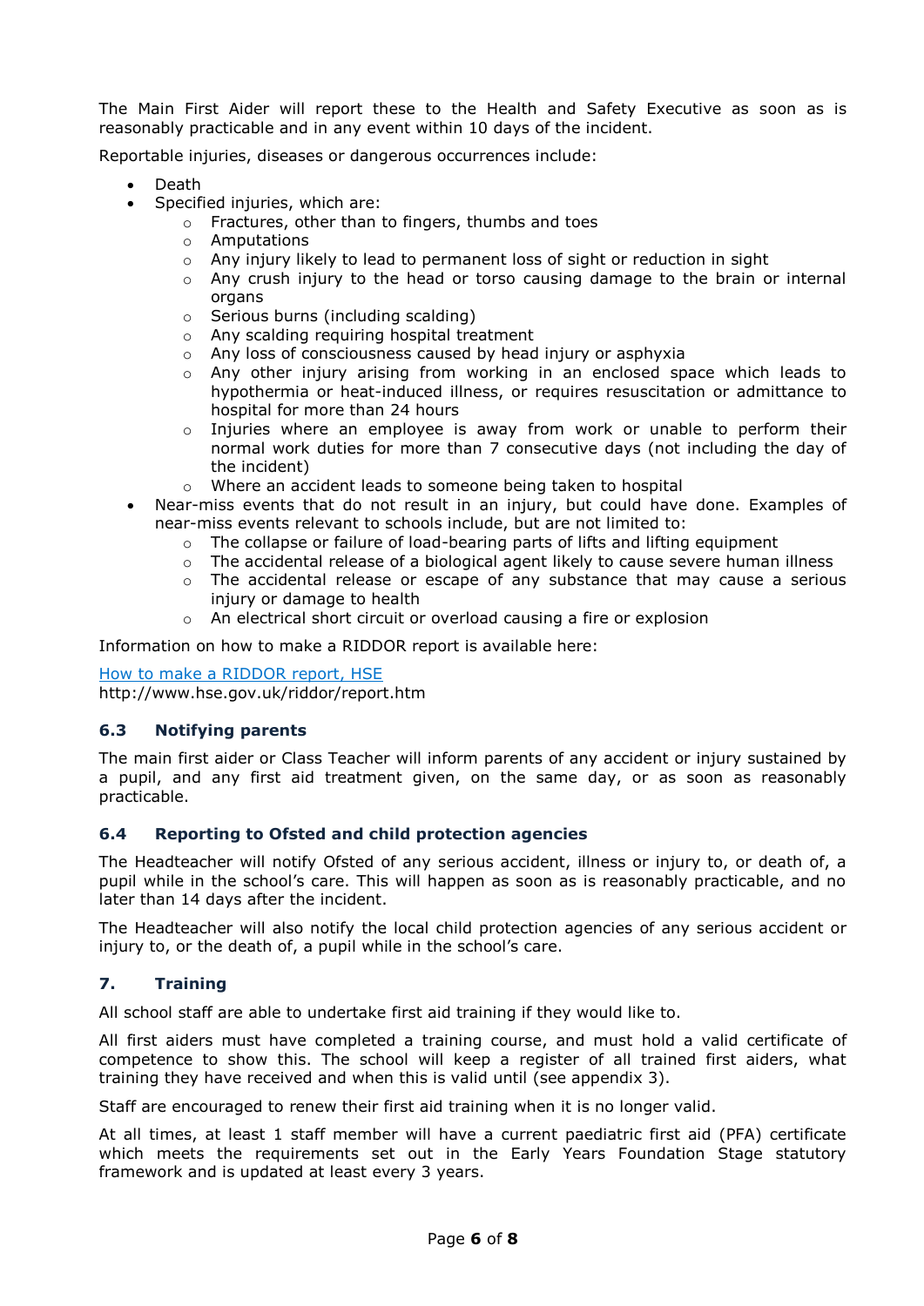The Main First Aider will report these to the Health and Safety Executive as soon as is reasonably practicable and in any event within 10 days of the incident.

Reportable injuries, diseases or dangerous occurrences include:

- Death
- Specified injuries, which are:
    - Fractures, other than to fingers, thumbs and toes
    - Amputations
    - Any injury likely to lead to permanent loss of sight or reduction in sight
    - Any crush injury to the head or torso causing damage to the brain or internal organs
    - Serious burns (including scalding)
    - Any scalding requiring hospital treatment
    - Any loss of consciousness caused by head injury or asphyxia
    - Any other injury arising from working in an enclosed space which leads to hypothermia or heat-induced illness, or requires resuscitation or admittance to hospital for more than 24 hours
    - Injuries where an employee is away from work or unable to perform their normal work duties for more than 7 consecutive days (not including the day of the incident)
    - Where an accident leads to someone being taken to hospital
- Near-miss events that do not result in an injury, but could have done. Examples of near-miss events relevant to schools include, but are not limited to:
    - The collapse or failure of load-bearing parts of lifts and lifting equipment
    - The accidental release of a biological agent likely to cause severe human illness
    - The accidental release or escape of any substance that may cause a serious injury or damage to health
    - An electrical short circuit or overload causing a fire or explosion

Information on how to make a RIDDOR report is available here:

[How to make a RIDDOR report, HSE](http://www.hse.gov.uk/riddor/report.htm)
http://www.hse.gov.uk/riddor/report.htm

### 6.3 Notifying parents

The main first aider or Class Teacher will inform parents of any accident or injury sustained by a pupil, and any first aid treatment given, on the same day, or as soon as reasonably practicable.

### 6.4 Reporting to Ofsted and child protection agencies

The Headteacher will notify Ofsted of any serious accident, illness or injury to, or death of, a pupil while in the school's care. This will happen as soon as is reasonably practicable, and no later than 14 days after the incident.

The Headteacher will also notify the local child protection agencies of any serious accident or injury to, or the death of, a pupil while in the school's care.

## 7. Training

All school staff are able to undertake first aid training if they would like to.

All first aiders must have completed a training course, and must hold a valid certificate of competence to show this. The school will keep a register of all trained first aiders, what training they have received and when this is valid until (see appendix 3).

Staff are encouraged to renew their first aid training when it is no longer valid.

At all times, at least 1 staff member will have a current paediatric first aid (PFA) certificate which meets the requirements set out in the Early Years Foundation Stage statutory framework and is updated at least every 3 years.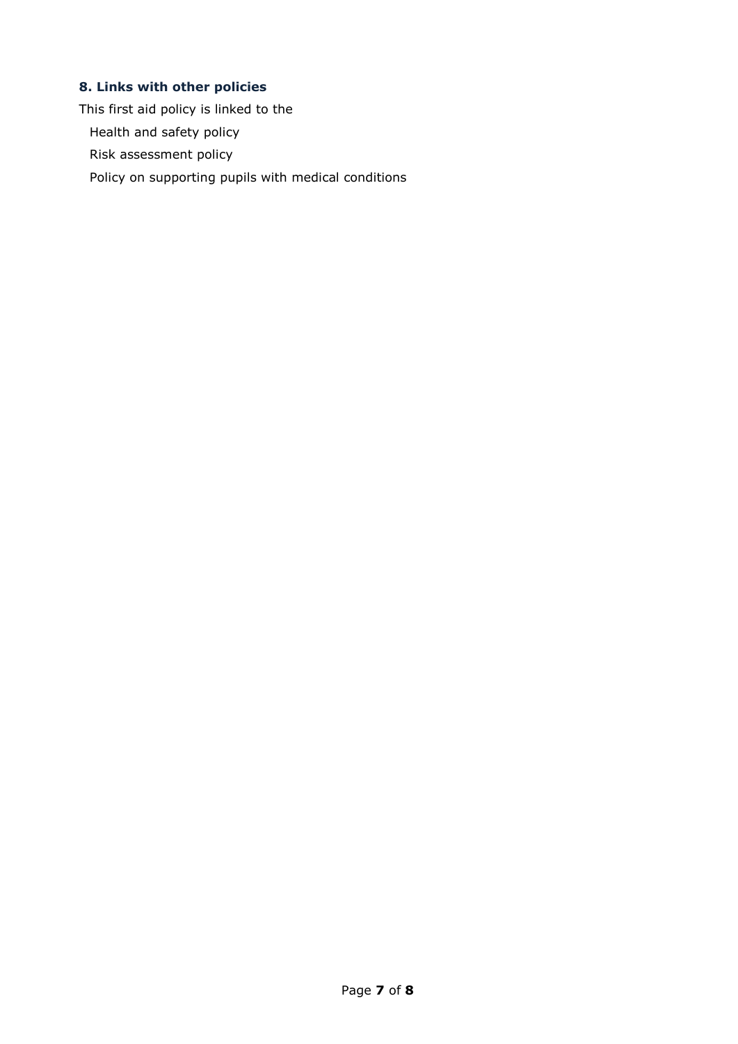## 8. Links with other policies

This first aid policy is linked to the

- Health and safety policy
- Risk assessment policy
- Policy on supporting pupils with medical conditions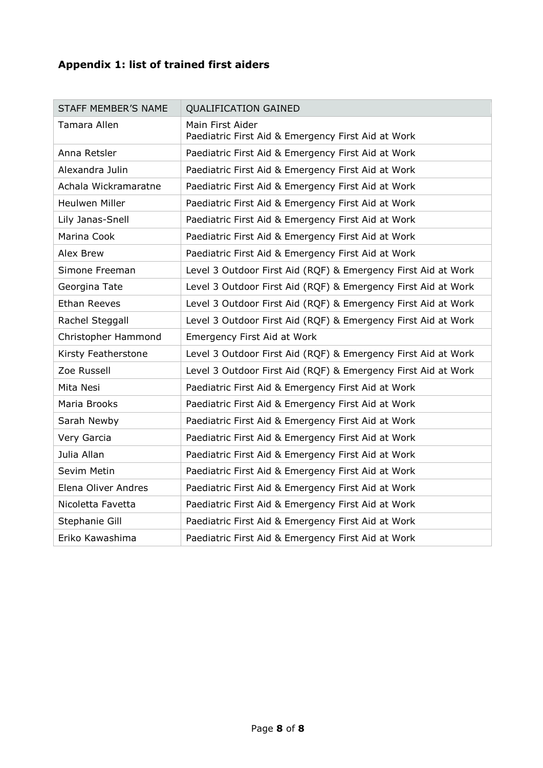### Appendix 1: list of trained first aiders

| STAFF MEMBER'S NAME | QUALIFICATION GAINED |
|---|---|
| Tamara Allen | Main First Aider<br>Paediatric First Aid & Emergency First Aid at Work |
| Anna Retsler | Paediatric First Aid & Emergency First Aid at Work |
| Alexandra Julin | Paediatric First Aid & Emergency First Aid at Work |
| Achala Wickramaratne | Paediatric First Aid & Emergency First Aid at Work |
| Heulwen Miller | Paediatric First Aid & Emergency First Aid at Work |
| Lily Janas-Snell | Paediatric First Aid & Emergency First Aid at Work |
| Marina Cook | Paediatric First Aid & Emergency First Aid at Work |
| Alex Brew | Paediatric First Aid & Emergency First Aid at Work |
| Simone Freeman | Level 3 Outdoor First Aid (RQF) & Emergency First Aid at Work |
| Georgina Tate | Level 3 Outdoor First Aid (RQF) & Emergency First Aid at Work |
| Ethan Reeves | Level 3 Outdoor First Aid (RQF) & Emergency First Aid at Work |
| Rachel Steggall | Level 3 Outdoor First Aid (RQF) & Emergency First Aid at Work |
| Christopher Hammond | Emergency First Aid at Work |
| Kirsty Featherstone | Level 3 Outdoor First Aid (RQF) & Emergency First Aid at Work |
| Zoe Russell | Level 3 Outdoor First Aid (RQF) & Emergency First Aid at Work |
| Mita Nesi | Paediatric First Aid & Emergency First Aid at Work |
| Maria Brooks | Paediatric First Aid & Emergency First Aid at Work |
| Sarah Newby | Paediatric First Aid & Emergency First Aid at Work |
| Very Garcia | Paediatric First Aid & Emergency First Aid at Work |
| Julia Allan | Paediatric First Aid & Emergency First Aid at Work |
| Sevim Metin | Paediatric First Aid & Emergency First Aid at Work |
| Elena Oliver Andres | Paediatric First Aid & Emergency First Aid at Work |
| Nicoletta Favetta | Paediatric First Aid & Emergency First Aid at Work |
| Stephanie Gill | Paediatric First Aid & Emergency First Aid at Work |
| Eriko Kawashima | Paediatric First Aid & Emergency First Aid at Work |